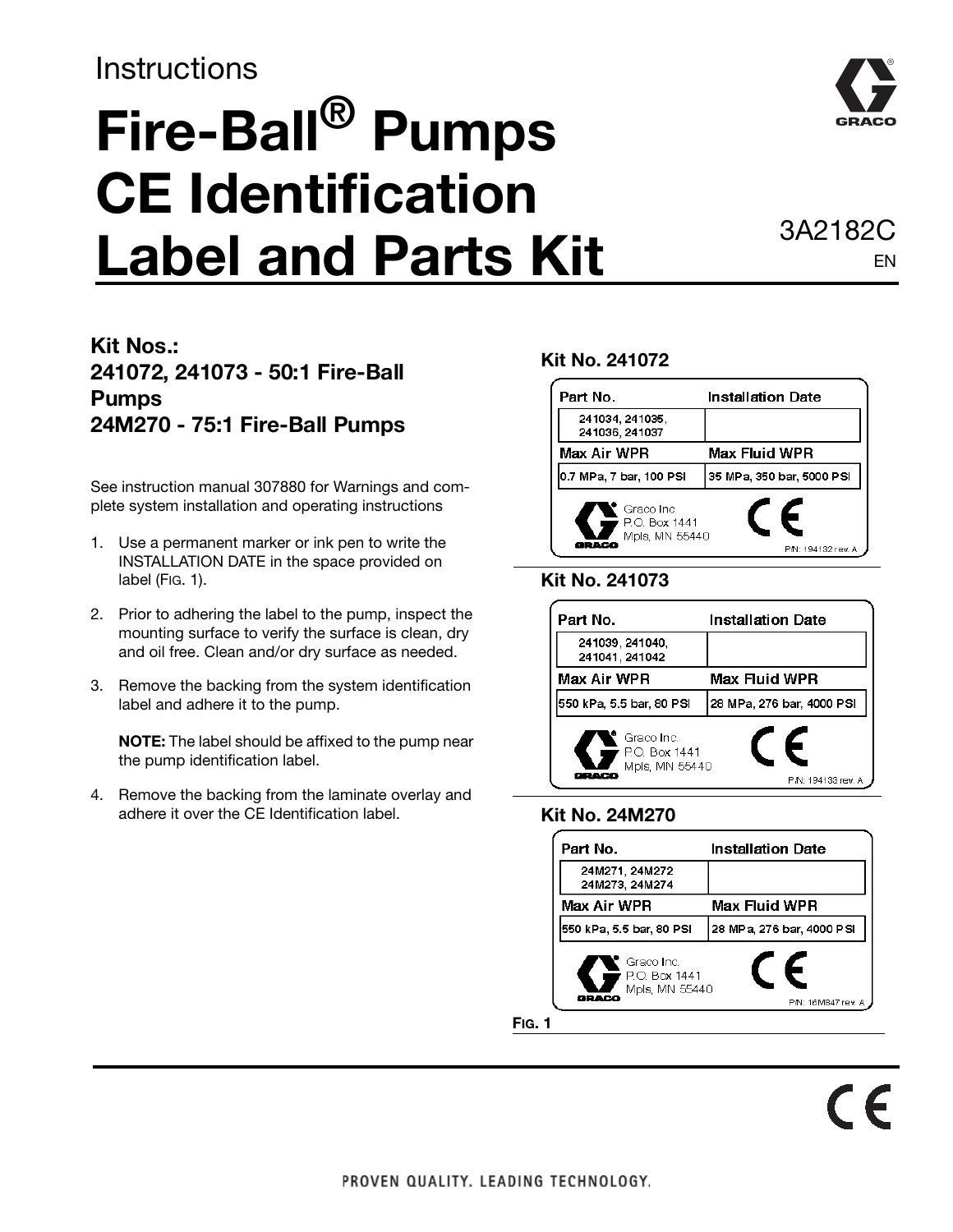Instructions

# Fire-Ball® Pumps CE Identification Label and Parts Kit

3A2182C
EN

### Kit Nos.:
### 241072, 241073 - 50:1 Fire-Ball Pumps
### 24M270 - 75:1 Fire-Ball Pumps

See instruction manual 307880 for Warnings and complete system installation and operating instructions

1. Use a permanent marker or ink pen to write the INSTALLATION DATE in the space provided on label (FIG. 1).
2. Prior to adhering the label to the pump, inspect the mounting surface to verify the surface is clean, dry and oil free. Clean and/or dry surface as needed.
3. Remove the backing from the system identification label and adhere it to the pump.

   **NOTE:** The label should be affixed to the pump near the pump identification label.
4. Remove the backing from the laminate overlay and adhere it over the CE Identification label.

**Kit No. 241072**

| Part No. | Installation Date |
|---|---|
| 241034, 241035, 241036, 241037 | |
| **Max Air WPR** | **Max Fluid WPR** |
| 0.7 MPa, 7 bar, 100 PSI | 35 MPa, 350 bar, 5000 PSI |

Graco Inc.
P.O. Box 1441
Mpls, MN 55440
P/N: 194132 rev. A

**Kit No. 241073**

| Part No. | Installation Date |
|---|---|
| 241039, 241040, 241041, 241042 | |
| **Max Air WPR** | **Max Fluid WPR** |
| 550 kPa, 5.5 bar, 80 PSI | 28 MPa, 276 bar, 4000 PSI |

Graco Inc.
P.O. Box 1441
Mpls, MN 55440
P/N: 194133 rev. A

**Kit No. 24M270**

| Part No. | Installation Date |
|---|---|
| 24M271, 24M272 24M273, 24M274 | |
| **Max Air WPR** | **Max Fluid WPR** |
| 550 kPa, 5.5 bar, 80 PSI | 28 MPa, 276 bar, 4000 PSI |

Graco Inc.
P.O. Box 1441
Mpls, MN 55440
P/N: 16M847 rev. A

**FIG. 1**

PROVEN QUALITY. LEADING TECHNOLOGY.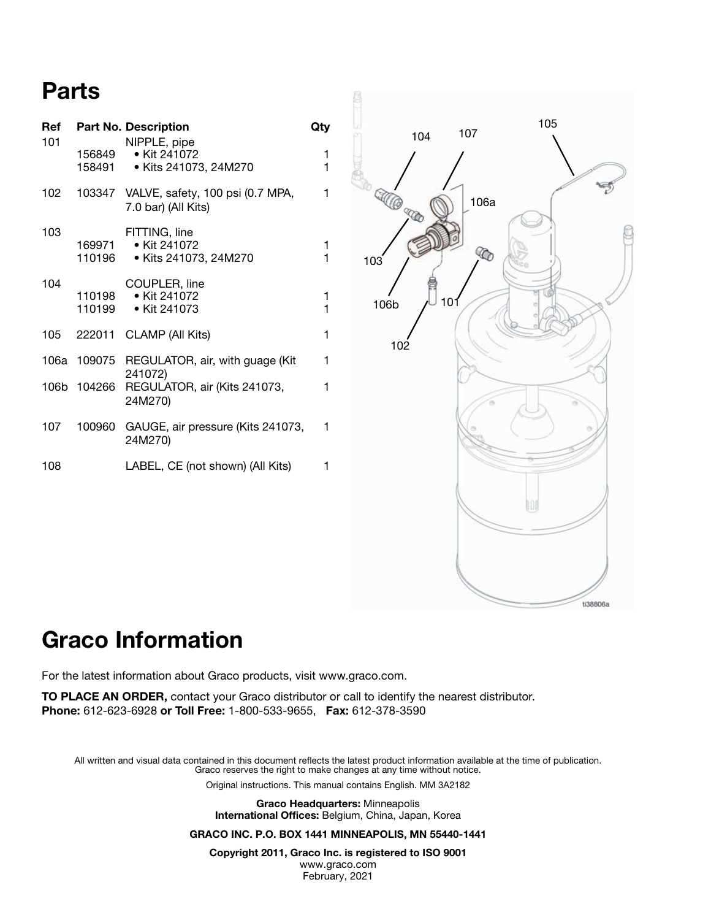## Parts

| Ref | Part No. | Description | Qty |
| --- | --- | --- | --- |
| 101 | | NIPPLE, pipe | |
| | 156849 | • Kit 241072 | 1 |
| | 158491 | • Kits 241073, 24M270 | 1 |
| 102 | 103347 | VALVE, safety, 100 psi (0.7 MPA, 7.0 bar) (All Kits) | 1 |
| 103 | | FITTING, line | |
| | 169971 | • Kit 241072 | 1 |
| | 110196 | • Kits 241073, 24M270 | 1 |
| 104 | | COUPLER, line | |
| | 110198 | • Kit 241072 | 1 |
| | 110199 | • Kit 241073 | 1 |
| 105 | 222011 | CLAMP (All Kits) | 1 |
| 106a | 109075 | REGULATOR, air, with guage (Kit 241072) | 1 |
| 106b | 104266 | REGULATOR, air (Kits 241073, 24M270) | 1 |
| 107 | 100960 | GAUGE, air pressure (Kits 241073, 24M270) | 1 |
| 108 | | LABEL, CE (not shown) (All Kits) | 1 |

105
104
107
106a
103
106b
101
102
ti38806a

## Graco Information

For the latest information about Graco products, visit www.graco.com.

**TO PLACE AN ORDER,** contact your Graco distributor or call to identify the nearest distributor.
**Phone:** 612-623-6928 **or Toll Free:** 1-800-533-9655, **Fax:** 612-378-3590

All written and visual data contained in this document reflects the latest product information available at the time of publication. Graco reserves the right to make changes at any time without notice.

Original instructions. This manual contains English. MM 3A2182

**Graco Headquarters:** Minneapolis
**International Offices:** Belgium, China, Japan, Korea

**GRACO INC. P.O. BOX 1441 MINNEAPOLIS, MN 55440-1441**

**Copyright 2011, Graco Inc. is registered to ISO 9001**
www.graco.com
February, 2021